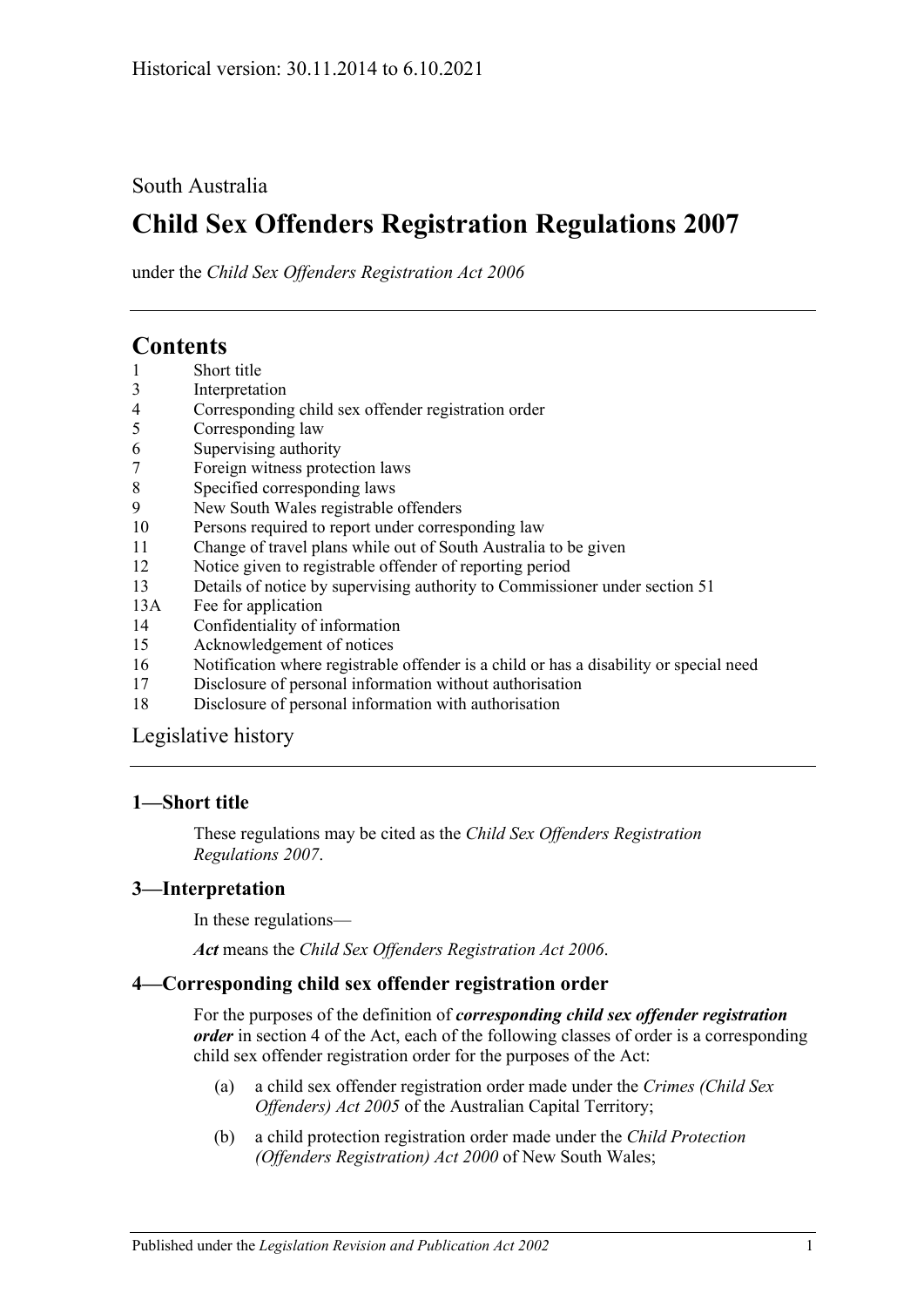Historical version: 30.11.2014 to 6.10.2021

South Australia

# Child Sex Offenders Registration Regulations 2007

under the *Child Sex Offenders Registration Act 2006*

## Contents

1 Short title
3 Interpretation
4 Corresponding child sex offender registration order
5 Corresponding law
6 Supervising authority
7 Foreign witness protection laws
8 Specified corresponding laws
9 New South Wales registrable offenders
10 Persons required to report under corresponding law
11 Change of travel plans while out of South Australia to be given
12 Notice given to registrable offender of reporting period
13 Details of notice by supervising authority to Commissioner under section 51
13A Fee for application
14 Confidentiality of information
15 Acknowledgement of notices
16 Notification where registrable offender is a child or has a disability or special need
17 Disclosure of personal information without authorisation
18 Disclosure of personal information with authorisation

Legislative history

### 1—Short title

These regulations may be cited as the *Child Sex Offenders Registration Regulations 2007*.

### 3—Interpretation

In these regulations—

***Act*** means the *Child Sex Offenders Registration Act 2006*.

### 4—Corresponding child sex offender registration order

For the purposes of the definition of ***corresponding child sex offender registration order*** in section 4 of the Act, each of the following classes of order is a corresponding child sex offender registration order for the purposes of the Act:

(a) a child sex offender registration order made under the *Crimes (Child Sex Offenders) Act 2005* of the Australian Capital Territory;

(b) a child protection registration order made under the *Child Protection (Offenders Registration) Act 2000* of New South Wales;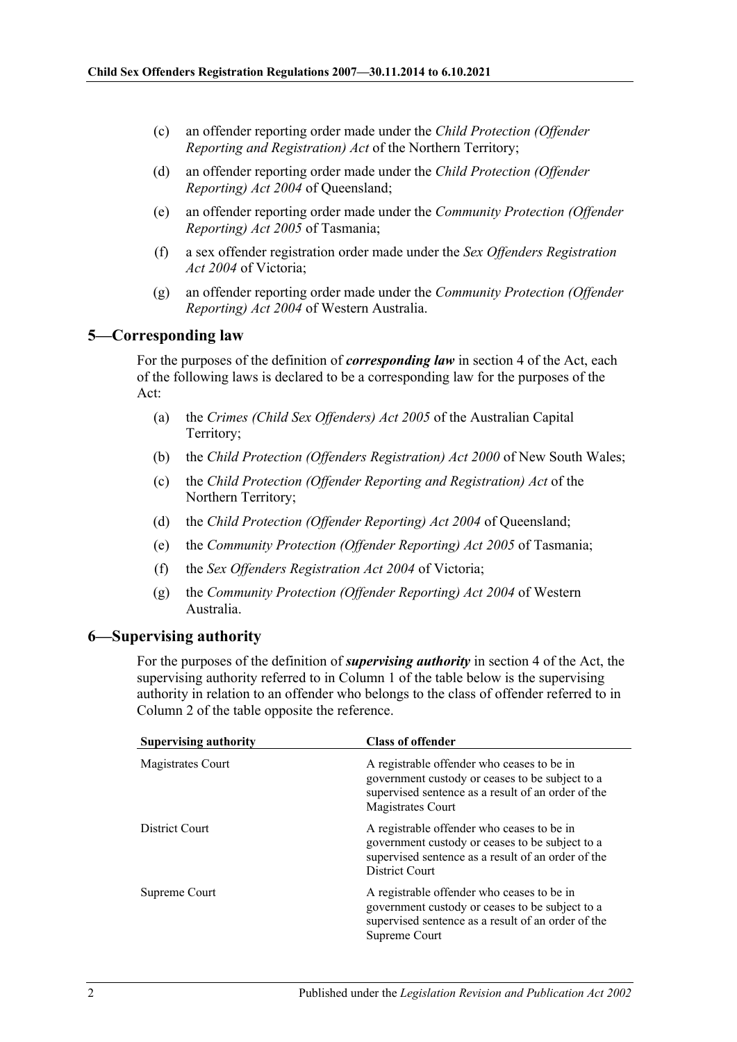(c) an offender reporting order made under the *Child Protection (Offender Reporting and Registration) Act* of the Northern Territory;

(d) an offender reporting order made under the *Child Protection (Offender Reporting) Act 2004* of Queensland;

(e) an offender reporting order made under the *Community Protection (Offender Reporting) Act 2005* of Tasmania;

(f) a sex offender registration order made under the *Sex Offenders Registration Act 2004* of Victoria;

(g) an offender reporting order made under the *Community Protection (Offender Reporting) Act 2004* of Western Australia.

## 5—Corresponding law

For the purposes of the definition of ***corresponding law*** in section 4 of the Act, each of the following laws is declared to be a corresponding law for the purposes of the Act:

(a) the *Crimes (Child Sex Offenders) Act 2005* of the Australian Capital Territory;

(b) the *Child Protection (Offenders Registration) Act 2000* of New South Wales;

(c) the *Child Protection (Offender Reporting and Registration) Act* of the Northern Territory;

(d) the *Child Protection (Offender Reporting) Act 2004* of Queensland;

(e) the *Community Protection (Offender Reporting) Act 2005* of Tasmania;

(f) the *Sex Offenders Registration Act 2004* of Victoria;

(g) the *Community Protection (Offender Reporting) Act 2004* of Western Australia.

## 6—Supervising authority

For the purposes of the definition of ***supervising authority*** in section 4 of the Act, the supervising authority referred to in Column 1 of the table below is the supervising authority in relation to an offender who belongs to the class of offender referred to in Column 2 of the table opposite the reference.

| Supervising authority | Class of offender |
|---|---|
| Magistrates Court | A registrable offender who ceases to be in government custody or ceases to be subject to a supervised sentence as a result of an order of the Magistrates Court |
| District Court | A registrable offender who ceases to be in government custody or ceases to be subject to a supervised sentence as a result of an order of the District Court |
| Supreme Court | A registrable offender who ceases to be in government custody or ceases to be subject to a supervised sentence as a result of an order of the Supreme Court |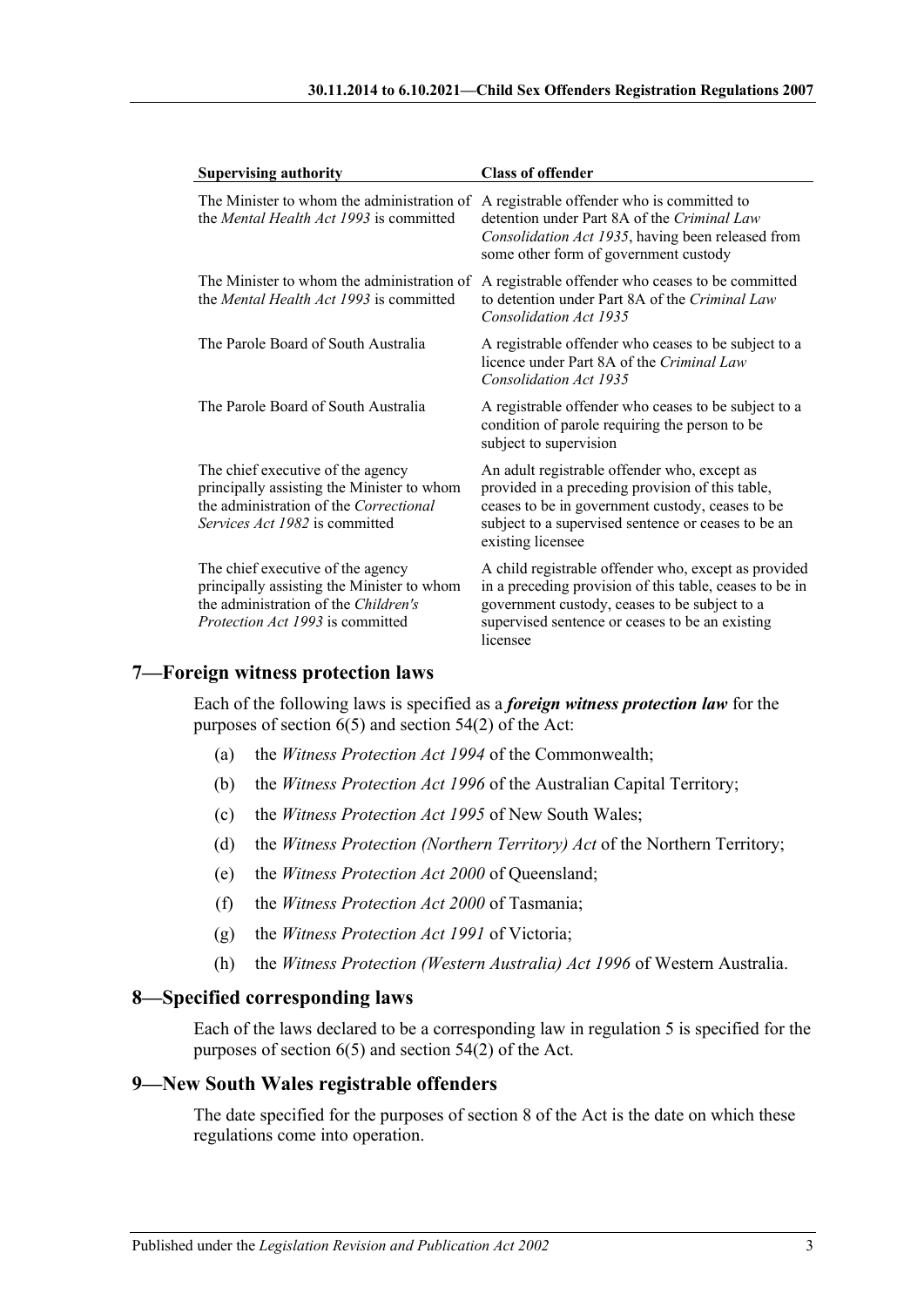| Supervising authority | Class of offender |
|---|---|
| The Minister to whom the administration of the *Mental Health Act 1993* is committed | A registrable offender who is committed to detention under Part 8A of the *Criminal Law Consolidation Act 1935*, having been released from some other form of government custody |
| The Minister to whom the administration of the *Mental Health Act 1993* is committed | A registrable offender who ceases to be committed to detention under Part 8A of the *Criminal Law Consolidation Act 1935* |
| The Parole Board of South Australia | A registrable offender who ceases to be subject to a licence under Part 8A of the *Criminal Law Consolidation Act 1935* |
| The Parole Board of South Australia | A registrable offender who ceases to be subject to a condition of parole requiring the person to be subject to supervision |
| The chief executive of the agency principally assisting the Minister to whom the administration of the *Correctional Services Act 1982* is committed | An adult registrable offender who, except as provided in a preceding provision of this table, ceases to be in government custody, ceases to be subject to a supervised sentence or ceases to be an existing licensee |
| The chief executive of the agency principally assisting the Minister to whom the administration of the *Children's Protection Act 1993* is committed | A child registrable offender who, except as provided in a preceding provision of this table, ceases to be in government custody, ceases to be subject to a supervised sentence or ceases to be an existing licensee |

## 7—Foreign witness protection laws

Each of the following laws is specified as a ***foreign witness protection law*** for the purposes of section 6(5) and section 54(2) of the Act:

(a) the *Witness Protection Act 1994* of the Commonwealth;

(b) the *Witness Protection Act 1996* of the Australian Capital Territory;

(c) the *Witness Protection Act 1995* of New South Wales;

(d) the *Witness Protection (Northern Territory) Act* of the Northern Territory;

(e) the *Witness Protection Act 2000* of Queensland;

(f) the *Witness Protection Act 2000* of Tasmania;

(g) the *Witness Protection Act 1991* of Victoria;

(h) the *Witness Protection (Western Australia) Act 1996* of Western Australia.

## 8—Specified corresponding laws

Each of the laws declared to be a corresponding law in regulation 5 is specified for the purposes of section 6(5) and section 54(2) of the Act.

## 9—New South Wales registrable offenders

The date specified for the purposes of section 8 of the Act is the date on which these regulations come into operation.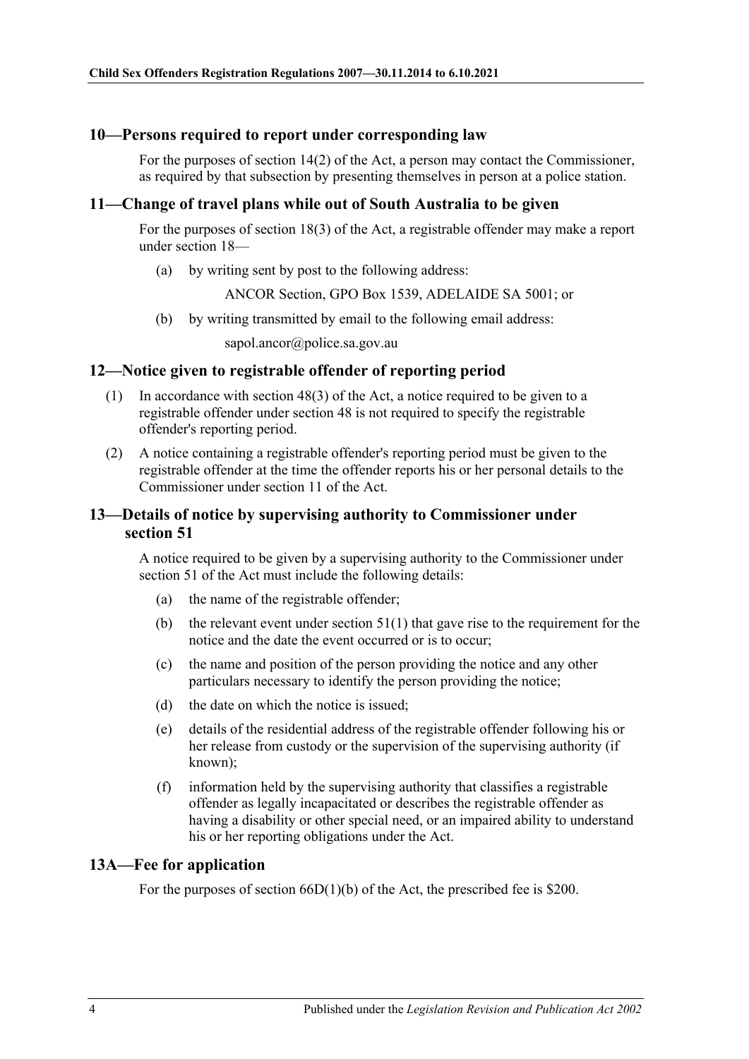## 10—Persons required to report under corresponding law

For the purposes of section 14(2) of the Act, a person may contact the Commissioner, as required by that subsection by presenting themselves in person at a police station.

## 11—Change of travel plans while out of South Australia to be given

For the purposes of section 18(3) of the Act, a registrable offender may make a report under section 18—

(a) by writing sent by post to the following address:

ANCOR Section, GPO Box 1539, ADELAIDE SA 5001; or

(b) by writing transmitted by email to the following email address:

sapol.ancor@police.sa.gov.au

## 12—Notice given to registrable offender of reporting period

(1) In accordance with section 48(3) of the Act, a notice required to be given to a registrable offender under section 48 is not required to specify the registrable offender's reporting period.

(2) A notice containing a registrable offender's reporting period must be given to the registrable offender at the time the offender reports his or her personal details to the Commissioner under section 11 of the Act.

## 13—Details of notice by supervising authority to Commissioner under section 51

A notice required to be given by a supervising authority to the Commissioner under section 51 of the Act must include the following details:

(a) the name of the registrable offender;

(b) the relevant event under section 51(1) that gave rise to the requirement for the notice and the date the event occurred or is to occur;

(c) the name and position of the person providing the notice and any other particulars necessary to identify the person providing the notice;

(d) the date on which the notice is issued;

(e) details of the residential address of the registrable offender following his or her release from custody or the supervision of the supervising authority (if known);

(f) information held by the supervising authority that classifies a registrable offender as legally incapacitated or describes the registrable offender as having a disability or other special need, or an impaired ability to understand his or her reporting obligations under the Act.

## 13A—Fee for application

For the purposes of section 66D(1)(b) of the Act, the prescribed fee is $200.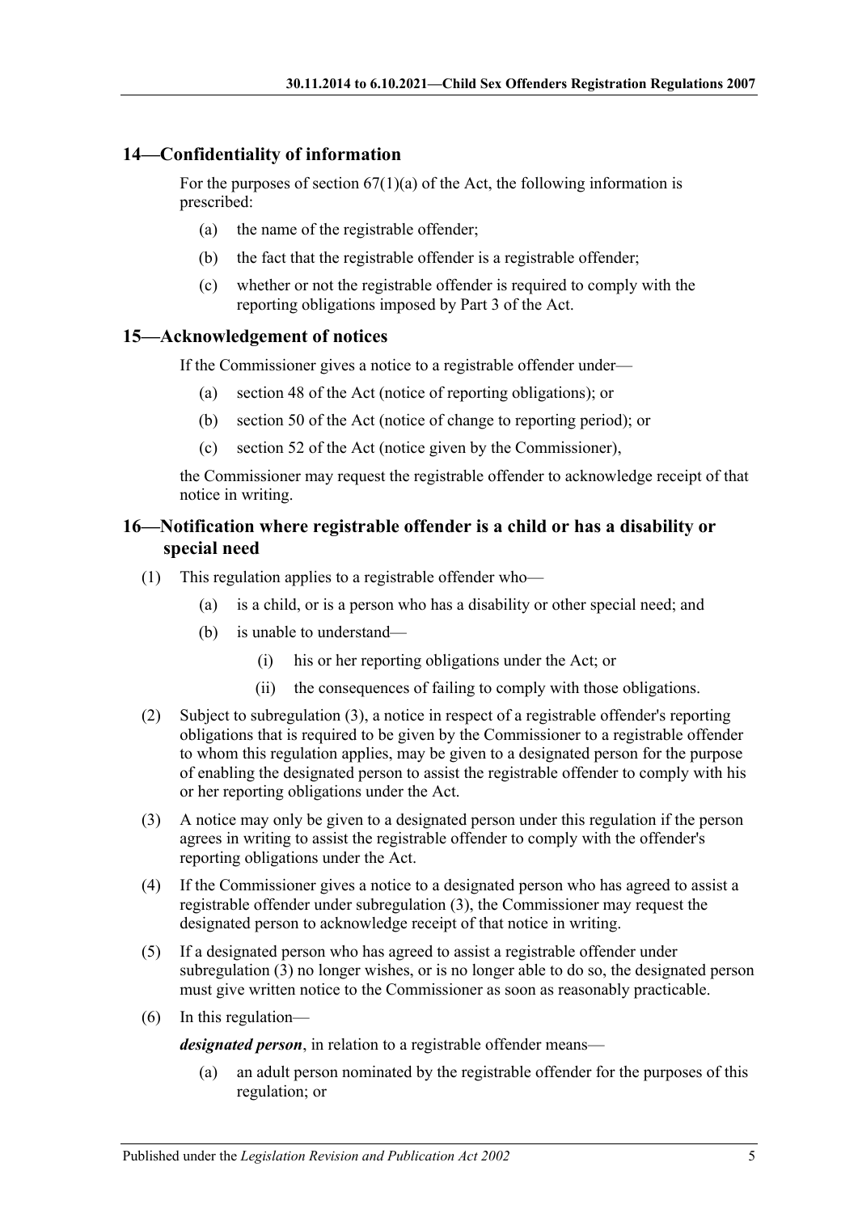## 14—Confidentiality of information

For the purposes of section 67(1)(a) of the Act, the following information is prescribed:

- (a) the name of the registrable offender;
- (b) the fact that the registrable offender is a registrable offender;
- (c) whether or not the registrable offender is required to comply with the reporting obligations imposed by Part 3 of the Act.

## 15—Acknowledgement of notices

If the Commissioner gives a notice to a registrable offender under—

- (a) section 48 of the Act (notice of reporting obligations); or
- (b) section 50 of the Act (notice of change to reporting period); or
- (c) section 52 of the Act (notice given by the Commissioner),

the Commissioner may request the registrable offender to acknowledge receipt of that notice in writing.

## 16—Notification where registrable offender is a child or has a disability or special need

(1) This regulation applies to a registrable offender who—

- (a) is a child, or is a person who has a disability or other special need; and
- (b) is unable to understand—
  - (i) his or her reporting obligations under the Act; or
  - (ii) the consequences of failing to comply with those obligations.

(2) Subject to subregulation (3), a notice in respect of a registrable offender's reporting obligations that is required to be given by the Commissioner to a registrable offender to whom this regulation applies, may be given to a designated person for the purpose of enabling the designated person to assist the registrable offender to comply with his or her reporting obligations under the Act.

(3) A notice may only be given to a designated person under this regulation if the person agrees in writing to assist the registrable offender to comply with the offender's reporting obligations under the Act.

(4) If the Commissioner gives a notice to a designated person who has agreed to assist a registrable offender under subregulation (3), the Commissioner may request the designated person to acknowledge receipt of that notice in writing.

(5) If a designated person who has agreed to assist a registrable offender under subregulation (3) no longer wishes, or is no longer able to do so, the designated person must give written notice to the Commissioner as soon as reasonably practicable.

(6) In this regulation—

***designated person***, in relation to a registrable offender means—

- (a) an adult person nominated by the registrable offender for the purposes of this regulation; or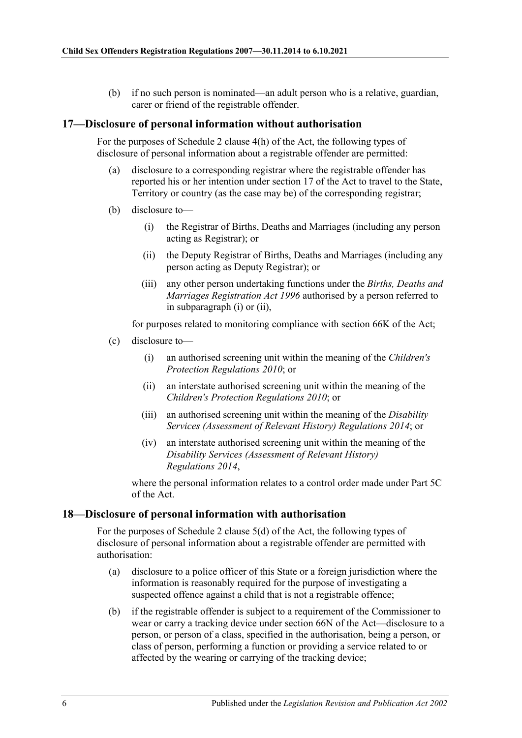(b) if no such person is nominated—an adult person who is a relative, guardian, carer or friend of the registrable offender.

## 17—Disclosure of personal information without authorisation

For the purposes of Schedule 2 clause 4(h) of the Act, the following types of disclosure of personal information about a registrable offender are permitted:

(a) disclosure to a corresponding registrar where the registrable offender has reported his or her intention under section 17 of the Act to travel to the State, Territory or country (as the case may be) of the corresponding registrar;

(b) disclosure to—

(i) the Registrar of Births, Deaths and Marriages (including any person acting as Registrar); or

(ii) the Deputy Registrar of Births, Deaths and Marriages (including any person acting as Deputy Registrar); or

(iii) any other person undertaking functions under the *Births, Deaths and Marriages Registration Act 1996* authorised by a person referred to in subparagraph (i) or (ii),

for purposes related to monitoring compliance with section 66K of the Act;

(c) disclosure to—

(i) an authorised screening unit within the meaning of the *Children's Protection Regulations 2010*; or

(ii) an interstate authorised screening unit within the meaning of the *Children's Protection Regulations 2010*; or

(iii) an authorised screening unit within the meaning of the *Disability Services (Assessment of Relevant History) Regulations 2014*; or

(iv) an interstate authorised screening unit within the meaning of the *Disability Services (Assessment of Relevant History) Regulations 2014*,

where the personal information relates to a control order made under Part 5C of the Act.

## 18—Disclosure of personal information with authorisation

For the purposes of Schedule 2 clause 5(d) of the Act, the following types of disclosure of personal information about a registrable offender are permitted with authorisation:

(a) disclosure to a police officer of this State or a foreign jurisdiction where the information is reasonably required for the purpose of investigating a suspected offence against a child that is not a registrable offence;

(b) if the registrable offender is subject to a requirement of the Commissioner to wear or carry a tracking device under section 66N of the Act—disclosure to a person, or person of a class, specified in the authorisation, being a person, or class of person, performing a function or providing a service related to or affected by the wearing or carrying of the tracking device;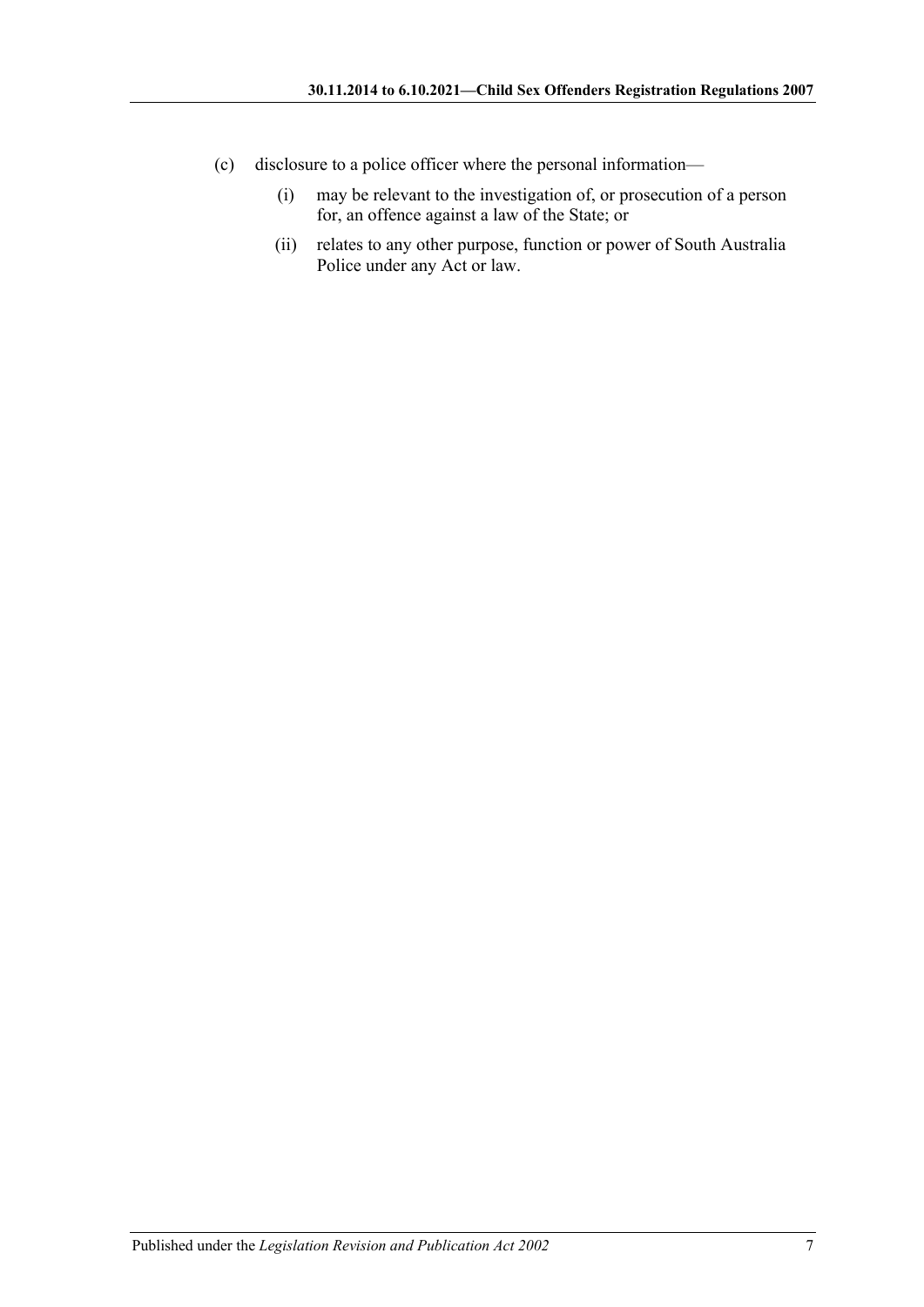(c) disclosure to a police officer where the personal information—

  (i) may be relevant to the investigation of, or prosecution of a person for, an offence against a law of the State; or

  (ii) relates to any other purpose, function or power of South Australia Police under any Act or law.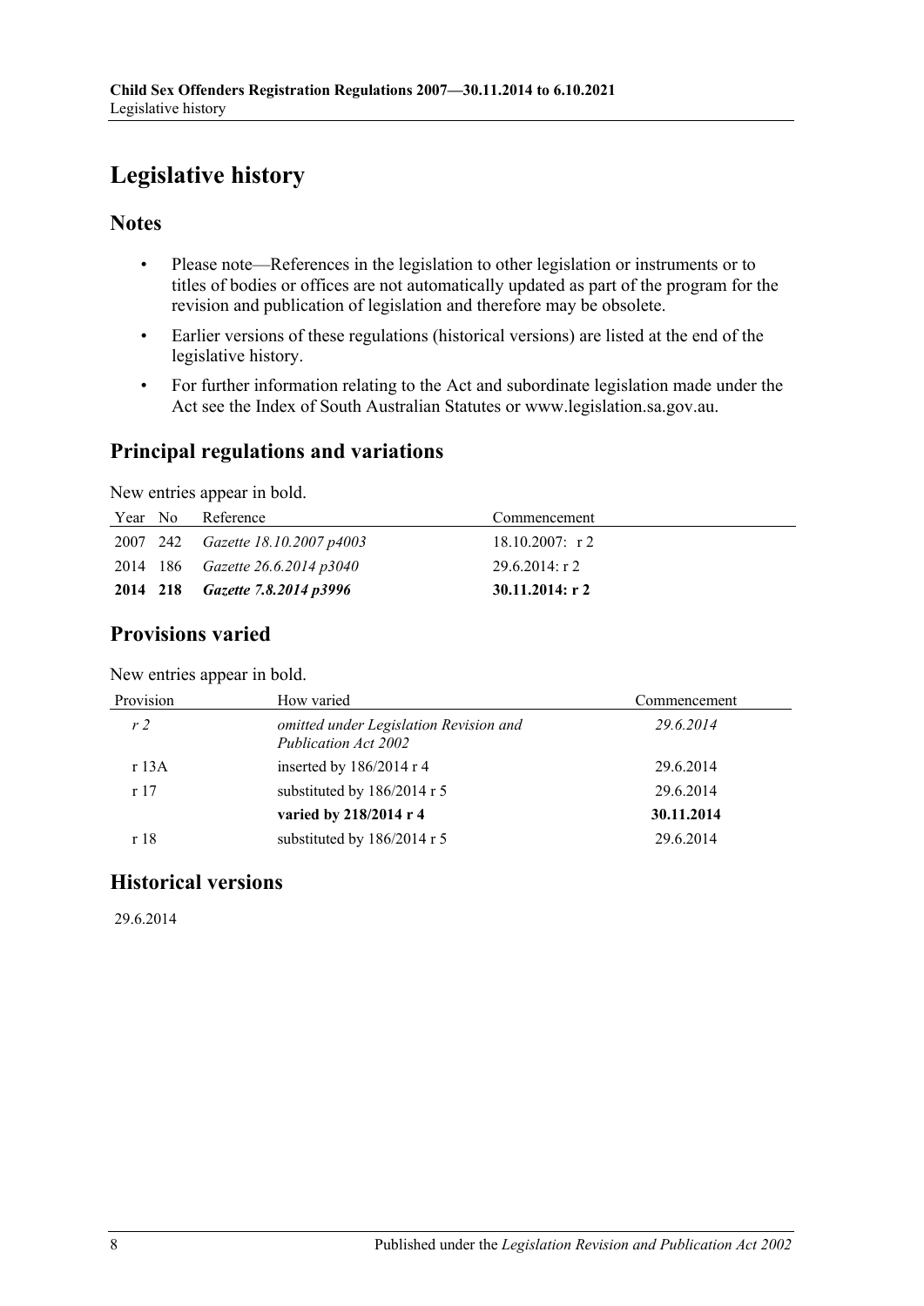# Legislative history

## Notes

- Please note—References in the legislation to other legislation or instruments or to titles of bodies or offices are not automatically updated as part of the program for the revision and publication of legislation and therefore may be obsolete.
- Earlier versions of these regulations (historical versions) are listed at the end of the legislative history.
- For further information relating to the Act and subordinate legislation made under the Act see the Index of South Australian Statutes or www.legislation.sa.gov.au.

## Principal regulations and variations

New entries appear in bold.

| Year | No | Reference | Commencement |
|---|---|---|---|
| 2007 | 242 | *Gazette 18.10.2007 p4003* | 18.10.2007: r 2 |
| 2014 | 186 | *Gazette 26.6.2014 p3040* | 29.6.2014: r 2 |
| **2014** | **218** | ***Gazette 7.8.2014 p3996*** | **30.11.2014: r 2** |

## Provisions varied

New entries appear in bold.

| Provision | How varied | Commencement |
|---|---|---|
| *r 2* | *omitted under Legislation Revision and Publication Act 2002* | *29.6.2014* |
| r 13A | inserted by 186/2014 r 4 | 29.6.2014 |
| r 17 | substituted by 186/2014 r 5 | 29.6.2014 |
| | **varied by 218/2014 r 4** | **30.11.2014** |
| r 18 | substituted by 186/2014 r 5 | 29.6.2014 |

## Historical versions

29.6.2014